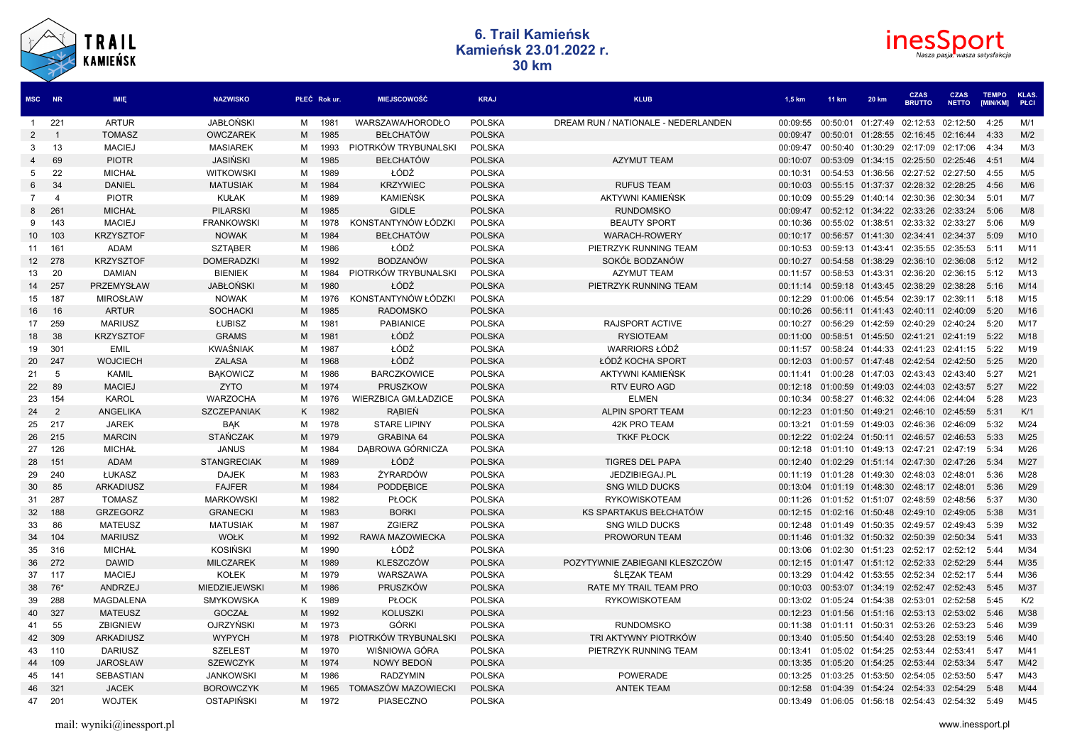## 6. Trail Kamieńsk
## Kamieńsk 23.01.2022 r.
## 30 km

| MSC | NR | IMIĘ | NAZWISKO | PŁEĆ | Rok ur. | MIEJSCOWOŚĆ | KRAJ | KLUB | 1,5 km | 11 km | 20 km | CZAS BRUTTO | CZAS NETTO | TEMPO [MIN/KM] | KLAS. PŁCI |
|---|---|---|---|---|---|---|---|---|---|---|---|---|---|---|---|
| 1 | 221 | ARTUR | JABŁOŃSKI | M | 1981 | WARSZAWA/HORODŁO | POLSKA | DREAM RUN / NATIONALE - NEDERLANDEN | 00:09:55 | 00:50:01 | 01:27:49 | 02:12:53 | 02:12:50 | 4:25 | M/1 |
| 2 | 1 | TOMASZ | OWCZAREK | M | 1985 | BEŁCHATÓW | POLSKA | | 00:09:47 | 00:50:01 | 01:28:55 | 02:16:45 | 02:16:44 | 4:33 | M/2 |
| 3 | 13 | MACIEJ | MASIAREK | M | 1993 | PIOTRKÓW TRYBUNALSKI | POLSKA | | 00:09:47 | 00:50:40 | 01:30:29 | 02:17:09 | 02:17:06 | 4:34 | M/3 |
| 4 | 69 | PIOTR | JASIŃSKI | M | 1985 | BEŁCHATÓW | POLSKA | AZYMUT TEAM | 00:10:07 | 00:53:09 | 01:34:15 | 02:25:50 | 02:25:46 | 4:51 | M/4 |
| 5 | 22 | MICHAŁ | WITKOWSKI | M | 1989 | ŁÓDŹ | POLSKA | | 00:10:31 | 00:54:53 | 01:36:56 | 02:27:52 | 02:27:50 | 4:55 | M/5 |
| 6 | 34 | DANIEL | MATUSIAK | M | 1984 | KRZYWIEC | POLSKA | RUFUS TEAM | 00:10:03 | 00:55:15 | 01:37:37 | 02:28:32 | 02:28:25 | 4:56 | M/6 |
| 7 | 4 | PIOTR | KUŁAK | M | 1989 | KAMIEŃSK | POLSKA | AKTYWNI KAMIEŃSK | 00:10:09 | 00:55:29 | 01:40:14 | 02:30:36 | 02:30:34 | 5:01 | M/7 |
| 8 | 261 | MICHAŁ | PILARSKI | M | 1985 | GIDLE | POLSKA | RUNDOMSKO | 00:09:47 | 00:52:12 | 01:34:22 | 02:33:26 | 02:33:24 | 5:06 | M/8 |
| 9 | 143 | MACIEJ | FRANKOWSKI | M | 1978 | KONSTANTYNÓW ŁÓDZKI | POLSKA | BEAUTY SPORT | 00:10:36 | 00:55:02 | 01:38:51 | 02:33:32 | 02:33:27 | 5:06 | M/9 |
| 10 | 103 | KRZYSZTOF | NOWAK | M | 1984 | BEŁCHATÓW | POLSKA | WARACH-ROWERY | 00:10:17 | 00:56:57 | 01:41:30 | 02:34:41 | 02:34:37 | 5:09 | M/10 |
| 11 | 161 | ADAM | SZTĄBER | M | 1986 | ŁÓDŹ | POLSKA | PIETRZYK RUNNING TEAM | 00:10:53 | 00:59:13 | 01:43:41 | 02:35:55 | 02:35:53 | 5:11 | M/11 |
| 12 | 278 | KRZYSZTOF | DOMERADZKI | M | 1992 | BODZANÓW | POLSKA | SOKÓŁ BODZANÓW | 00:10:27 | 00:54:58 | 01:38:29 | 02:36:10 | 02:36:08 | 5:12 | M/12 |
| 13 | 20 | DAMIAN | BIENIEK | M | 1984 | PIOTRKÓW TRYBUNALSKI | POLSKA | AZYMUT TEAM | 00:11:57 | 00:58:53 | 01:43:31 | 02:36:20 | 02:36:15 | 5:12 | M/13 |
| 14 | 257 | PRZEMYSŁAW | JABŁOŃSKI | M | 1980 | ŁÓDŹ | POLSKA | PIETRZYK RUNNING TEAM | 00:11:14 | 00:59:18 | 01:43:45 | 02:38:29 | 02:38:28 | 5:16 | M/14 |
| 15 | 187 | MIROSŁAW | NOWAK | M | 1976 | KONSTANTYNÓW ŁÓDZKI | POLSKA | | 00:12:29 | 01:00:06 | 01:45:54 | 02:39:17 | 02:39:11 | 5:18 | M/15 |
| 16 | 16 | ARTUR | SOCHACKI | M | 1985 | RADOMSKO | POLSKA | | 00:10:26 | 00:56:11 | 01:41:43 | 02:40:11 | 02:40:09 | 5:20 | M/16 |
| 17 | 259 | MARIUSZ | ŁUBISZ | M | 1981 | PABIANICE | POLSKA | RAJSPORT ACTIVE | 00:10:27 | 00:56:29 | 01:42:59 | 02:40:29 | 02:40:24 | 5:20 | M/17 |
| 18 | 38 | KRZYSZTOF | GRAMS | M | 1981 | ŁÓDŹ | POLSKA | RYSIOTEAM | 00:11:00 | 00:58:51 | 01:45:50 | 02:41:21 | 02:41:19 | 5:22 | M/18 |
| 19 | 301 | EMIL | KWAŚNIAK | M | 1987 | ŁÓDŹ | POLSKA | WARRIORS ŁÓDŹ | 00:11:57 | 00:58:24 | 01:44:33 | 02:41:23 | 02:41:15 | 5:22 | M/19 |
| 20 | 247 | WOJCIECH | ZALASA | M | 1968 | ŁÓDŹ | POLSKA | ŁÓDŹ KOCHA SPORT | 00:12:03 | 01:00:57 | 01:47:48 | 02:42:54 | 02:42:50 | 5:25 | M/20 |
| 21 | 5 | KAMIL | BĄKOWICZ | M | 1986 | BARCZKOWICE | POLSKA | AKTYWNI KAMIEŃSK | 00:11:41 | 01:00:28 | 01:47:03 | 02:43:43 | 02:43:40 | 5:27 | M/21 |
| 22 | 89 | MACIEJ | ZYTO | M | 1974 | PRUSZKOW | POLSKA | RTV EURO AGD | 00:12:18 | 01:00:59 | 01:49:03 | 02:44:03 | 02:43:57 | 5:27 | M/22 |
| 23 | 154 | KAROL | WARZOCHA | M | 1976 | WIERZBICA GM.ŁADZICE | POLSKA | ELMEN | 00:10:34 | 00:58:27 | 01:46:32 | 02:44:06 | 02:44:04 | 5:28 | M/23 |
| 24 | 2 | ANGELIKA | SZCZEPANIAK | K | 1982 | RĄBIEŃ | POLSKA | ALPIN SPORT TEAM | 00:12:23 | 01:01:50 | 01:49:21 | 02:46:10 | 02:45:59 | 5:31 | K/1 |
| 25 | 217 | JAREK | BĄK | M | 1978 | STARE LIPINY | POLSKA | 42K PRO TEAM | 00:13:21 | 01:01:59 | 01:49:03 | 02:46:36 | 02:46:09 | 5:32 | M/24 |
| 26 | 215 | MARCIN | STAŃCZAK | M | 1979 | GRABINA 64 | POLSKA | TKKF PŁOCK | 00:12:22 | 01:02:24 | 01:50:11 | 02:46:57 | 02:46:53 | 5:33 | M/25 |
| 27 | 126 | MICHAŁ | JANUS | M | 1984 | DĄBROWA GÓRNICZA | POLSKA | | 00:12:18 | 01:01:10 | 01:49:13 | 02:47:21 | 02:47:19 | 5:34 | M/26 |
| 28 | 151 | ADAM | STANGRECIAK | M | 1989 | ŁÓDŹ | POLSKA | TIGRES DEL PAPA | 00:12:40 | 01:02:29 | 01:51:14 | 02:47:30 | 02:47:26 | 5:34 | M/27 |
| 29 | 240 | ŁUKASZ | DAJEK | M | 1983 | ŻYRARDÓW | POLSKA | JEDZIBIEGAJ.PL | 00:11:19 | 01:01:28 | 01:49:30 | 02:48:03 | 02:48:01 | 5:36 | M/28 |
| 30 | 85 | ARKADIUSZ | FAJFER | M | 1984 | PODDĘBICE | POLSKA | SNG WILD DUCKS | 00:13:04 | 01:01:19 | 01:48:30 | 02:48:17 | 02:48:01 | 5:36 | M/29 |
| 31 | 287 | TOMASZ | MARKOWSKI | M | 1982 | PŁOCK | POLSKA | RYKOWISKOTEAM | 00:11:26 | 01:01:52 | 01:51:07 | 02:48:59 | 02:48:56 | 5:37 | M/30 |
| 32 | 188 | GRZEGORZ | GRANECKI | M | 1983 | BORKI | POLSKA | KS SPARTAKUS BEŁCHATÓW | 00:12:15 | 01:02:16 | 01:50:48 | 02:49:10 | 02:49:05 | 5:38 | M/31 |
| 33 | 86 | MATEUSZ | MATUSIAK | M | 1987 | ZGIERZ | POLSKA | SNG WILD DUCKS | 00:12:48 | 01:01:49 | 01:50:35 | 02:49:57 | 02:49:43 | 5:39 | M/32 |
| 34 | 104 | MARIUSZ | WOŁK | M | 1992 | RAWA MAZOWIECKA | POLSKA | PROWORUN TEAM | 00:11:46 | 01:01:32 | 01:50:32 | 02:50:39 | 02:50:34 | 5:41 | M/33 |
| 35 | 316 | MICHAŁ | KOSIŃSKI | M | 1990 | ŁÓDŹ | POLSKA | | 00:13:06 | 01:02:30 | 01:51:23 | 02:52:17 | 02:52:12 | 5:44 | M/34 |
| 36 | 272 | DAWID | MILCZAREK | M | 1989 | KLESZCZÓW | POLSKA | POZYTYWNIE ZABIEGANI KLESZCZÓW | 00:12:15 | 01:01:47 | 01:51:12 | 02:52:33 | 02:52:29 | 5:44 | M/35 |
| 37 | 117 | MACIEJ | KOŁEK | M | 1979 | WARSZAWA | POLSKA | ŚLĘZAK TEAM | 00:13:29 | 01:04:42 | 01:53:55 | 02:52:34 | 02:52:17 | 5:44 | M/36 |
| 38 | 76* | ANDRZEJ | MIEDZIEJEWSKI | M | 1986 | PRUSZKÓW | POLSKA | RATE MY TRAIL TEAM PRO | 00:10:03 | 00:53:07 | 01:34:19 | 02:52:47 | 02:52:43 | 5:45 | M/37 |
| 39 | 288 | MAGDALENA | SMYKOWSKA | K | 1989 | PŁOCK | POLSKA | RYKOWISKOTEAM | 00:13:02 | 01:05:24 | 01:54:38 | 02:53:01 | 02:52:58 | 5:45 | K/2 |
| 40 | 327 | MATEUSZ | GOCZAŁ | M | 1992 | KOLUSZKI | POLSKA | | 00:12:23 | 01:01:56 | 01:51:16 | 02:53:13 | 02:53:02 | 5:46 | M/38 |
| 41 | 55 | ZBIGNIEW | OJRZYŃSKI | M | 1973 | GÓRKI | POLSKA | RUNDOMSKO | 00:11:38 | 01:01:11 | 01:50:31 | 02:53:26 | 02:53:23 | 5:46 | M/39 |
| 42 | 309 | ARKADIUSZ | WYPYCH | M | 1978 | PIOTRKÓW TRYBUNALSKI | POLSKA | TRI AKTYWNY PIOTRKÓW | 00:13:40 | 01:05:50 | 01:54:40 | 02:53:28 | 02:53:19 | 5:46 | M/40 |
| 43 | 110 | DARIUSZ | SZELEST | M | 1970 | WIŚNIOWA GÓRA | POLSKA | PIETRZYK RUNNING TEAM | 00:13:41 | 01:05:02 | 01:54:25 | 02:53:44 | 02:53:41 | 5:47 | M/41 |
| 44 | 109 | JAROSŁAW | SZEWCZYK | M | 1974 | NOWY BEDOŃ | POLSKA | | 00:13:35 | 01:05:20 | 01:54:25 | 02:53:44 | 02:53:34 | 5:47 | M/42 |
| 45 | 141 | SEBASTIAN | JANKOWSKI | M | 1986 | RADZYMIN | POLSKA | POWERADE | 00:13:25 | 01:03:25 | 01:53:50 | 02:54:05 | 02:53:50 | 5:47 | M/43 |
| 46 | 321 | JACEK | BOROWCZYK | M | 1965 | TOMASZÓW MAZOWIECKI | POLSKA | ANTEK TEAM | 00:12:58 | 01:04:39 | 01:54:24 | 02:54:33 | 02:54:29 | 5:48 | M/44 |
| 47 | 201 | WOJTEK | OSTAPIŃSKI | M | 1972 | PIASECZNO | POLSKA | | 00:13:49 | 01:06:05 | 01:56:18 | 02:54:43 | 02:54:32 | 5:49 | M/45 |

mail: wyniki@inessport.pl

www.inessport.pl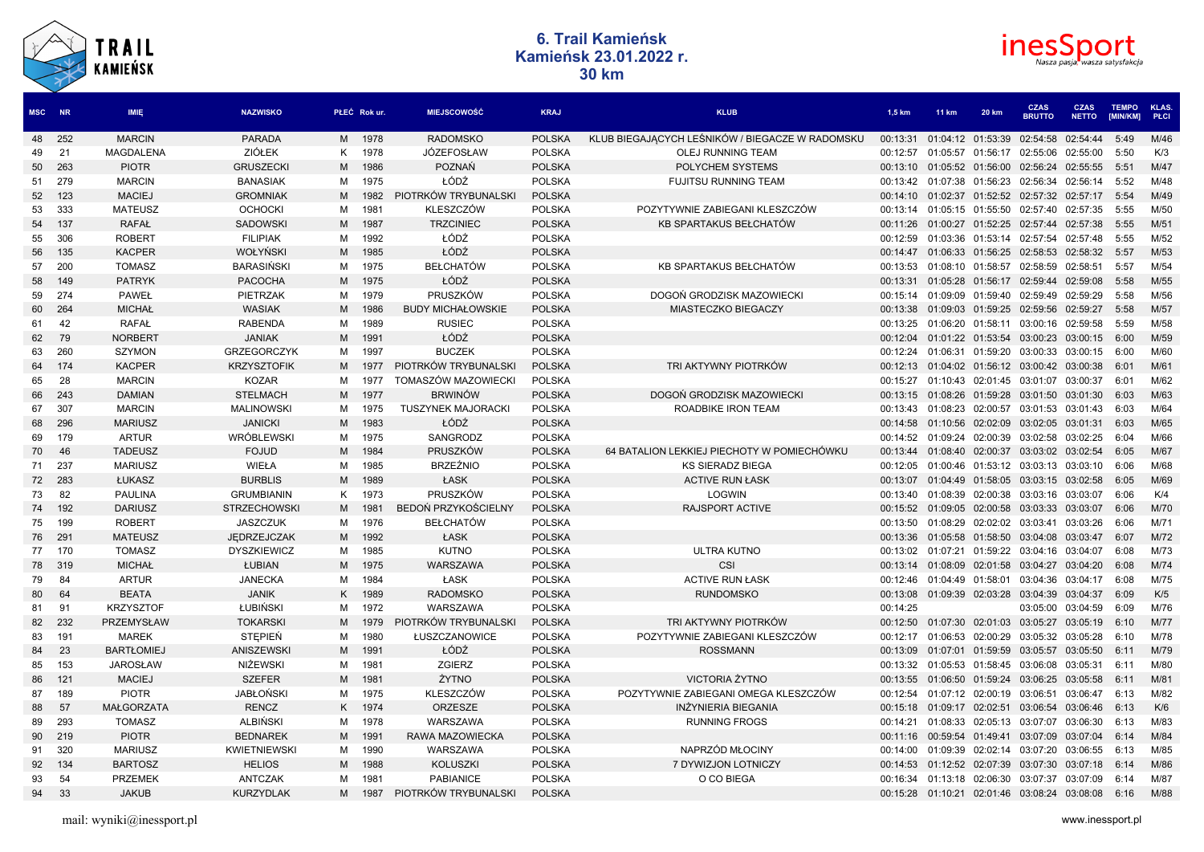# 6. Trail Kamieńsk
## Kamieńsk 23.01.2022 r.
### 30 km

| MSC | NR | IMIĘ | NAZWISKO | PŁEĆ | Rok ur. | MIEJSCOWOŚĆ | KRAJ | KLUB | 1,5 km | 11 km | 20 km | CZAS BRUTTO | CZAS NETTO | TEMPO [MIN/KM] | KLAS. PŁCI |
|---|---|---|---|---|---|---|---|---|---|---|---|---|---|---|---|
| 48 | 252 | MARCIN | PARADA | M | 1978 | RADOMSKO | POLSKA | KLUB BIEGAJĄCYCH LEŚNIKÓW / BIEGACZE W RADOMSKU | 00:13:31 | 01:04:12 | 01:53:39 | 02:54:58 | 02:54:44 | 5:49 | M/46 |
| 49 | 21 | MAGDALENA | ZIÓŁEK | K | 1978 | JÓZEFOSŁAW | POLSKA | OLEJ RUNNING TEAM | 00:12:57 | 01:05:57 | 01:56:17 | 02:55:06 | 02:55:00 | 5:50 | K/3 |
| 50 | 263 | PIOTR | GRUSZECKI | M | 1986 | POZNAŃ | POLSKA | POLYCHEM SYSTEMS | 00:13:10 | 01:05:52 | 01:56:00 | 02:56:24 | 02:55:55 | 5:51 | M/47 |
| 51 | 279 | MARCIN | BANASIAK | M | 1975 | ŁÓDŹ | POLSKA | FUJITSU RUNNING TEAM | 00:13:42 | 01:07:38 | 01:56:23 | 02:56:34 | 02:56:14 | 5:52 | M/48 |
| 52 | 123 | MACIEJ | GROMNIAK | M | 1982 | PIOTRKÓW TRYBUNALSKI | POLSKA | | 00:14:10 | 01:02:37 | 01:52:52 | 02:57:32 | 02:57:17 | 5:54 | M/49 |
| 53 | 333 | MATEUSZ | OCHOCKI | M | 1981 | KLESZCZÓW | POLSKA | POZYTYWNIE ZABIEGANI KLESZCZÓW | 00:13:14 | 01:05:15 | 01:55:50 | 02:57:40 | 02:57:35 | 5:55 | M/50 |
| 54 | 137 | RAFAŁ | SADOWSKI | M | 1987 | TRZCINIEC | POLSKA | KB SPARTAKUS BEŁCHATÓW | 00:11:26 | 01:00:27 | 01:52:25 | 02:57:44 | 02:57:38 | 5:55 | M/51 |
| 55 | 306 | ROBERT | FILIPIAK | M | 1992 | ŁÓDŹ | POLSKA | | 00:12:59 | 01:03:36 | 01:53:14 | 02:57:54 | 02:57:48 | 5:55 | M/52 |
| 56 | 135 | KACPER | WOŁYŃSKI | M | 1985 | ŁÓDŹ | POLSKA | | 00:14:47 | 01:06:33 | 01:56:25 | 02:58:53 | 02:58:32 | 5:57 | M/53 |
| 57 | 200 | TOMASZ | BARASIŃSKI | M | 1975 | BEŁCHATÓW | POLSKA | KB SPARTAKUS BEŁCHATÓW | 00:13:53 | 01:08:10 | 01:58:57 | 02:58:59 | 02:58:51 | 5:57 | M/54 |
| 58 | 149 | PATRYK | PACOCHA | M | 1975 | ŁÓDŹ | POLSKA | | 00:13:31 | 01:05:28 | 01:56:17 | 02:59:44 | 02:59:08 | 5:58 | M/55 |
| 59 | 274 | PAWEŁ | PIETRZAK | M | 1979 | PRUSZKÓW | POLSKA | DOGOŃ GRODZISK MAZOWIECKI | 00:15:14 | 01:09:09 | 01:59:40 | 02:59:49 | 02:59:29 | 5:58 | M/56 |
| 60 | 264 | MICHAŁ | WASIAK | M | 1986 | BUDY MICHAŁOWSKIE | POLSKA | MIASTECZKO BIEGACZY | 00:13:38 | 01:09:03 | 01:59:25 | 02:59:56 | 02:59:27 | 5:58 | M/57 |
| 61 | 42 | RAFAŁ | RABENDA | M | 1989 | RUSIEC | POLSKA | | 00:13:25 | 01:06:20 | 01:58:11 | 03:00:16 | 02:59:58 | 5:59 | M/58 |
| 62 | 79 | NORBERT | JANIAK | M | 1991 | ŁÓDŹ | POLSKA | | 00:12:04 | 01:01:22 | 01:53:54 | 03:00:23 | 03:00:15 | 6:00 | M/59 |
| 63 | 260 | SZYMON | GRZEGORCZYK | M | 1997 | BUCZEK | POLSKA | | 00:12:24 | 01:06:31 | 01:59:20 | 03:00:33 | 03:00:15 | 6:00 | M/60 |
| 64 | 174 | KACPER | KRZYSZTOFIK | M | 1977 | PIOTRKÓW TRYBUNALSKI | POLSKA | TRI AKTYWNY PIOTRKÓW | 00:12:13 | 01:04:02 | 01:56:12 | 03:00:42 | 03:00:38 | 6:01 | M/61 |
| 65 | 28 | MARCIN | KOZAR | M | 1977 | TOMASZÓW MAZOWIECKI | POLSKA | | 00:15:27 | 01:10:43 | 02:01:45 | 03:01:07 | 03:00:37 | 6:01 | M/62 |
| 66 | 243 | DAMIAN | STELMACH | M | 1977 | BRWINÓW | POLSKA | DOGOŃ GRODZISK MAZOWIECKI | 00:13:15 | 01:08:26 | 01:59:28 | 03:01:50 | 03:01:30 | 6:03 | M/63 |
| 67 | 307 | MARCIN | MALINOWSKI | M | 1975 | TUSZYNEK MAJORACKI | POLSKA | ROADBIKE IRON TEAM | 00:13:43 | 01:08:23 | 02:00:57 | 03:01:53 | 03:01:43 | 6:03 | M/64 |
| 68 | 296 | MARIUSZ | JANICKI | M | 1983 | ŁÓDŹ | POLSKA | | 00:14:58 | 01:10:56 | 02:02:09 | 03:02:05 | 03:01:31 | 6:03 | M/65 |
| 69 | 179 | ARTUR | WRÓBLEWSKI | M | 1975 | SANGRODZ | POLSKA | | 00:14:52 | 01:09:24 | 02:00:39 | 03:02:58 | 03:02:25 | 6:04 | M/66 |
| 70 | 46 | TADEUSZ | FOJUD | M | 1984 | PRUSZKÓW | POLSKA | 64 BATALION LEKKIEJ PIECHOTY W POMIECHÓWKU | 00:13:44 | 01:08:40 | 02:00:37 | 03:03:02 | 03:02:54 | 6:05 | M/67 |
| 71 | 237 | MARIUSZ | WIEŁA | M | 1985 | BRZEŹNIO | POLSKA | KS SIERADZ BIEGA | 00:12:05 | 01:00:46 | 01:53:12 | 03:03:13 | 03:03:10 | 6:06 | M/68 |
| 72 | 283 | ŁUKASZ | BURBLIS | M | 1989 | ŁASK | POLSKA | ACTIVE RUN ŁASK | 00:13:07 | 01:04:49 | 01:58:05 | 03:03:15 | 03:02:58 | 6:05 | M/69 |
| 73 | 82 | PAULINA | GRUMBIANIN | K | 1973 | PRUSZKÓW | POLSKA | LOGWIN | 00:13:40 | 01:08:39 | 02:00:38 | 03:03:16 | 03:03:07 | 6:06 | K/4 |
| 74 | 192 | DARIUSZ | STRZECHOWSKI | M | 1981 | BEDOŃ PRZYKOŚCIELNY | POLSKA | RAJSPORT ACTIVE | 00:15:52 | 01:09:05 | 02:00:58 | 03:03:33 | 03:03:07 | 6:06 | M/70 |
| 75 | 199 | ROBERT | JASZCZUK | M | 1976 | BEŁCHATÓW | POLSKA | | 00:13:50 | 01:08:29 | 02:02:02 | 03:03:41 | 03:03:26 | 6:06 | M/71 |
| 76 | 291 | MATEUSZ | JĘDRZEJCZAK | M | 1992 | ŁASK | POLSKA | | 00:13:36 | 01:05:58 | 01:58:50 | 03:04:08 | 03:03:47 | 6:07 | M/72 |
| 77 | 170 | TOMASZ | DYSZKIEWICZ | M | 1985 | KUTNO | POLSKA | ULTRA KUTNO | 00:13:02 | 01:07:21 | 01:59:22 | 03:04:16 | 03:04:07 | 6:08 | M/73 |
| 78 | 319 | MICHAŁ | ŁUBIAN | M | 1975 | WARSZAWA | POLSKA | CSI | 00:13:14 | 01:08:09 | 02:01:58 | 03:04:27 | 03:04:20 | 6:08 | M/74 |
| 79 | 84 | ARTUR | JANECKA | M | 1984 | ŁASK | POLSKA | ACTIVE RUN ŁASK | 00:12:46 | 01:04:49 | 01:58:01 | 03:04:36 | 03:04:17 | 6:08 | M/75 |
| 80 | 64 | BEATA | JANIK | K | 1989 | RADOMSKO | POLSKA | RUNDOMSKO | 00:13:08 | 01:09:39 | 02:03:28 | 03:04:39 | 03:04:37 | 6:09 | K/5 |
| 81 | 91 | KRZYSZTOF | ŁUBIŃSKI | M | 1972 | WARSZAWA | POLSKA | | 00:14:25 | | | 03:05:00 | 03:04:59 | 6:09 | M/76 |
| 82 | 232 | PRZEMYSŁAW | TOKARSKI | M | 1979 | PIOTRKÓW TRYBUNALSKI | POLSKA | TRI AKTYWNY PIOTRKÓW | 00:12:50 | 01:07:30 | 02:01:03 | 03:05:27 | 03:05:19 | 6:10 | M/77 |
| 83 | 191 | MAREK | STĘPIEŃ | M | 1980 | ŁUSZCZANOWICE | POLSKA | POZYTYWNIE ZABIEGANI KLESZCZÓW | 00:12:17 | 01:06:53 | 02:00:29 | 03:05:32 | 03:05:28 | 6:10 | M/78 |
| 84 | 23 | BARTŁOMIEJ | ANISZEWSKI | M | 1991 | ŁÓDŹ | POLSKA | ROSSMANN | 00:13:09 | 01:07:01 | 01:59:59 | 03:05:57 | 03:05:50 | 6:11 | M/79 |
| 85 | 153 | JAROSŁAW | NIŻEWSKI | M | 1981 | ZGIERZ | POLSKA | | 00:13:32 | 01:05:53 | 01:58:45 | 03:06:08 | 03:05:31 | 6:11 | M/80 |
| 86 | 121 | MACIEJ | SZEFER | M | 1981 | ŻYTNO | POLSKA | VICTORIA ŻYTNO | 00:13:55 | 01:06:50 | 01:59:24 | 03:06:25 | 03:05:58 | 6:11 | M/81 |
| 87 | 189 | PIOTR | JABŁOŃSKI | M | 1975 | KLESZCZÓW | POLSKA | POZYTYWNIE ZABIEGANI OMEGA KLESZCZÓW | 00:12:54 | 01:07:12 | 02:00:19 | 03:06:51 | 03:06:47 | 6:13 | M/82 |
| 88 | 57 | MAŁGORZATA | RENCZ | K | 1974 | ORZESZE | POLSKA | INŻYNIERIA BIEGANIA | 00:15:18 | 01:09:17 | 02:02:51 | 03:06:54 | 03:06:46 | 6:13 | K/6 |
| 89 | 293 | TOMASZ | ALBIŃSKI | M | 1978 | WARSZAWA | POLSKA | RUNNING FROGS | 00:14:21 | 01:08:33 | 02:05:13 | 03:07:07 | 03:06:30 | 6:13 | M/83 |
| 90 | 219 | PIOTR | BEDNAREK | M | 1991 | RAWA MAZOWIECKA | POLSKA | | 00:11:16 | 00:59:54 | 01:49:41 | 03:07:09 | 03:07:04 | 6:14 | M/84 |
| 91 | 320 | MARIUSZ | KWIETNIEWSKI | M | 1990 | WARSZAWA | POLSKA | NAPRZÓD MŁOCINY | 00:14:00 | 01:09:39 | 02:02:14 | 03:07:20 | 03:06:55 | 6:13 | M/85 |
| 92 | 134 | BARTOSZ | HELIOS | M | 1988 | KOLUSZKI | POLSKA | 7 DYWIZJON LOTNICZY | 00:14:53 | 01:12:52 | 02:07:39 | 03:07:30 | 03:07:18 | 6:14 | M/86 |
| 93 | 54 | PRZEMEK | ANTCZAK | M | 1981 | PABIANICE | POLSKA | O CO BIEGA | 00:16:34 | 01:13:18 | 02:06:30 | 03:07:37 | 03:07:09 | 6:14 | M/87 |
| 94 | 33 | JAKUB | KURZYDLAK | M | 1987 | PIOTRKÓW TRYBUNALSKI | POLSKA | | 00:15:28 | 01:10:21 | 02:01:46 | 03:08:24 | 03:08:08 | 6:16 | M/88 |

mail: wyniki@inessport.pl

www.inessport.pl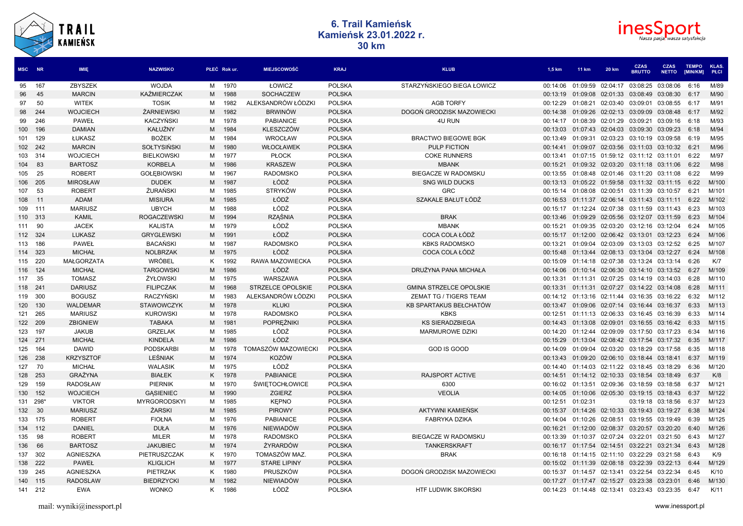# 6. Trail Kamieńsk
## Kamieńsk 23.01.2022 r.
## 30 km

| MSC | NR | IMIĘ | NAZWISKO | PŁEĆ | Rok ur. | MIEJSCOWOŚĆ | KRAJ | KLUB | 1,5 km | 11 km | 20 km | CZAS BRUTTO | CZAS NETTO | TEMPO [MIN/KM] | KLAS. PŁCI |
|---|---|---|---|---|---|---|---|---|---|---|---|---|---|---|---|
| 95 | 167 | ZBYSZEK | WOJDA | M | 1970 | ŁOWICZ | POLSKA | STARZYŃSKIEGO BIEGA ŁOWICZ | 00:14:06 | 01:09:59 | 02:04:17 | 03:08:25 | 03:08:06 | 6:16 | M/89 |
| 96 | 45 | MARCIN | KAŹMIERCZAK | M | 1988 | SOCHACZEW | POLSKA | | 00:13:19 | 01:09:08 | 02:01:33 | 03:08:49 | 03:08:30 | 6:17 | M/90 |
| 97 | 50 | WITEK | TOSIK | M | 1982 | ALEKSANDRÓW ŁÓDZKI | POLSKA | AGB TORFY | 00:12:29 | 01:08:21 | 02:03:40 | 03:09:01 | 03:08:55 | 6:17 | M/91 |
| 98 | 244 | WOJCIECH | ŻARNIEWSKI | M | 1982 | BRWINÓW | POLSKA | DOGOŃ GRODZISK MAZOWIECKI | 00:14:38 | 01:09:26 | 02:02:13 | 03:09:09 | 03:08:48 | 6:17 | M/92 |
| 99 | 246 | PAWEŁ | KACZYŃSKI | M | 1978 | PABIANICE | POLSKA | 4U RUN | 00:14:17 | 01:08:39 | 02:01:29 | 03:09:21 | 03:09:16 | 6:18 | M/93 |
| 100 | 196 | DAMIAN | KAŁUŻNY | M | 1984 | KLESZCZÓW | POLSKA | | 00:13:03 | 01:07:43 | 02:04:03 | 03:09:30 | 03:09:23 | 6:18 | M/94 |
| 101 | 129 | ŁUKASZ | BOŻEK | M | 1984 | WROCŁAW | POLSKA | BRACTWO BIEGOWE BGK | 00:13:49 | 01:09:31 | 02:03:23 | 03:10:19 | 03:09:58 | 6:19 | M/95 |
| 102 | 242 | MARCIN | SOŁTYSIŃSKI | M | 1980 | WŁOCŁAWEK | POLSKA | PULP FICTION | 00:14:41 | 01:09:07 | 02:03:56 | 03:11:03 | 03:10:32 | 6:21 | M/96 |
| 103 | 314 | WOJCIECH | BIELKOWSKI | M | 1977 | PŁOCK | POLSKA | COKE RUNNERS | 00:13:41 | 01:07:15 | 01:59:12 | 03:11:12 | 03:11:01 | 6:22 | M/97 |
| 104 | 83 | BARTOSZ | KORBELA | M | 1986 | KRASZEW | POLSKA | MBANK | 00:15:21 | 01:09:32 | 02:03:20 | 03:11:18 | 03:11:06 | 6:22 | M/98 |
| 105 | 25 | ROBERT | GOŁĘBIOWSKI | M | 1967 | RADOMSKO | POLSKA | BIEGACZE W RADOMSKU | 00:13:55 | 01:08:48 | 02:01:46 | 03:11:20 | 03:11:08 | 6:22 | M/99 |
| 106 | 205 | MIROSŁAW | DUDEK | M | 1987 | ŁÓDŹ | POLSKA | SNG WILD DUCKS | 00:13:13 | 01:05:22 | 01:59:58 | 03:11:32 | 03:11:15 | 6:22 | M/100 |
| 107 | 53 | ROBERT | ŻURAŃSKI | M | 1985 | STRYKÓW | POLSKA | GRC | 00:15:14 | 01:08:08 | 02:00:51 | 03:11:39 | 03:10:57 | 6:21 | M/101 |
| 108 | 11 | ADAM | MISIURA | M | 1985 | ŁÓDŹ | POLSKA | SZAKALE BAŁUT ŁÓDŹ | 00:16:53 | 01:11:37 | 02:06:14 | 03:11:43 | 03:11:11 | 6:22 | M/102 |
| 109 | 111 | MARIUSZ | UBYCH | M | 1988 | ŁÓDŹ | POLSKA | | 00:15:17 | 01:12:24 | 02:07:38 | 03:11:59 | 03:11:43 | 6:23 | M/103 |
| 110 | 313 | KAMIL | ROGACZEWSKI | M | 1994 | RZĄŚNIA | POLSKA | BRAK | 00:13:46 | 01:09:29 | 02:05:56 | 03:12:07 | 03:11:59 | 6:23 | M/104 |
| 111 | 90 | JACEK | KALISTA | M | 1979 | ŁÓDŹ | POLSKA | MBANK | 00:15:21 | 01:09:35 | 02:03:20 | 03:12:16 | 03:12:04 | 6:24 | M/105 |
| 112 | 324 | LUKASZ | GRYGLEWSKI | M | 1991 | ŁÓDŹ | POLSKA | COCA COLA ŁÓDŹ | 00:15:17 | 01:12:00 | 02:06:42 | 03:13:01 | 03:12:23 | 6:24 | M/106 |
| 113 | 186 | PAWEŁ | BACAŃSKI | M | 1987 | RADOMSKO | POLSKA | KBKS RADOMSKO | 00:13:21 | 01:09:04 | 02:03:09 | 03:13:03 | 03:12:52 | 6:25 | M/107 |
| 114 | 323 | MICHAŁ | NOLBRZAK | M | 1975 | ŁÓDŹ | POLSKA | COCA COLA ŁÓDŹ | 00:15:48 | 01:13:44 | 02:08:13 | 03:13:04 | 03:12:27 | 6:24 | M/108 |
| 115 | 220 | MAŁGORZATA | WRÓBEL | K | 1992 | RAWA MAZOWIECKA | POLSKA | | 00:15:09 | 01:14:18 | 02:07:38 | 03:13:24 | 03:13:14 | 6:26 | K/7 |
| 116 | 124 | MICHAŁ | TARGOWSKI | M | 1986 | ŁÓDŹ | POLSKA | DRUŻYNA PANA MICHAŁA | 00:14:06 | 01:10:14 | 02:06:30 | 03:14:10 | 03:13:52 | 6:27 | M/109 |
| 117 | 35 | TOMASZ | ŻYŁOWSKI | M | 1975 | WARSZAWA | POLSKA | | 00:13:31 | 01:11:31 | 02:07:25 | 03:14:19 | 03:14:03 | 6:28 | M/110 |
| 118 | 241 | DARIUSZ | FILIPCZAK | M | 1968 | STRZELCE OPOLSKIE | POLSKA | GMINA STRZELCE OPOLSKIE | 00:13:31 | 01:11:31 | 02:07:27 | 03:14:22 | 03:14:08 | 6:28 | M/111 |
| 119 | 300 | BOGUSZ | RACZYŃSKI | M | 1983 | ALEKSANDRÓW ŁÓDZKI | POLSKA | ZEMAT TG / TIGERS TEAM | 00:14:12 | 01:13:16 | 02:11:44 | 03:16:35 | 03:16:22 | 6:32 | M/112 |
| 120 | 130 | WALDEMAR | STAWOWCZYK | M | 1978 | KLUKI | POLSKA | KB SPARTAKUS BEŁCHATÓW | 00:13:47 | 01:09:06 | 02:07:14 | 03:16:44 | 03:16:37 | 6:33 | M/113 |
| 121 | 265 | MARIUSZ | KUROWSKI | M | 1978 | RADOMSKO | POLSKA | KBKS | 00:12:51 | 01:11:13 | 02:06:33 | 03:16:45 | 03:16:39 | 6:33 | M/114 |
| 122 | 209 | ZBIGNIEW | TABAKA | M | 1981 | POPRĘŻNIKI | POLSKA | KS SIERADZBIEGA | 00:14:43 | 01:13:08 | 02:09:01 | 03:16:55 | 03:16:42 | 6:33 | M/115 |
| 123 | 197 | JAKUB | GRZELAK | M | 1985 | ŁÓDŹ | POLSKA | MARMUROWE DZIKI | 00:14:20 | 01:12:44 | 02:09:09 | 03:17:50 | 03:17:23 | 6:34 | M/116 |
| 124 | 271 | MICHAŁ | KINDELA | M | 1986 | ŁÓDŹ | POLSKA | | 00:15:29 | 01:13:04 | 02:08:42 | 03:17:54 | 03:17:32 | 6:35 | M/117 |
| 125 | 164 | DAWID | PODSKARBI | M | 1978 | TOMASZÓW MAZOWIECKI | POLSKA | GOD IS GOOD | 00:14:09 | 01:09:04 | 02:03:20 | 03:18:29 | 03:17:58 | 6:35 | M/118 |
| 126 | 238 | KRZYSZTOF | LEŚNIAK | M | 1974 | KOZÓW | POLSKA | | 00:13:43 | 01:09:20 | 02:06:10 | 03:18:44 | 03:18:41 | 6:37 | M/119 |
| 127 | 70 | MICHAŁ | WALASIK | M | 1975 | ŁÓDŹ | POLSKA | | 00:14:40 | 01:14:03 | 02:11:22 | 03:18:45 | 03:18:29 | 6:36 | M/120 |
| 128 | 253 | GRAŻYNA | BIAŁEK | K | 1978 | PABIANICE | POLSKA | RAJSPORT ACTIVE | 00:14:51 | 01:14:12 | 02:10:33 | 03:18:54 | 03:18:49 | 6:37 | K/8 |
| 129 | 159 | RADOSŁAW | PIERNIK | M | 1970 | ŚWIĘTOCHŁOWICE | POLSKA | 6300 | 00:16:02 | 01:13:51 | 02:09:36 | 03:18:59 | 03:18:58 | 6:37 | M/121 |
| 130 | 152 | WOJCIECH | GĄSIENIEC | M | 1990 | ZGIERZ | POLSKA | VEOLIA | 00:14:05 | 01:10:06 | 02:05:30 | 03:19:15 | 03:18:43 | 6:37 | M/122 |
| 131 | 298* | VIKTOR | MYRGORODSKYI | M | 1985 | KĘPNO | POLSKA | | 00:12:51 | 01:02:31 | | 03:19:18 | 03:18:56 | 6:37 | M/123 |
| 132 | 30 | MARIUSZ | ŻARSKI | M | 1985 | PIROWY | POLSKA | AKTYWNI KAMIEŃSK | 00:15:37 | 01:14:26 | 02:10:33 | 03:19:43 | 03:19:27 | 6:38 | M/124 |
| 133 | 175 | ROBERT | FIOŁNA | M | 1976 | PABIANICE | POLSKA | FABRYKA DZIKA | 00:14:04 | 01:10:26 | 02:08:51 | 03:19:55 | 03:19:49 | 6:39 | M/125 |
| 134 | 112 | DANIEL | DUŁA | M | 1976 | NIEWIADÓW | POLSKA | | 00:16:21 | 01:12:00 | 02:08:37 | 03:20:57 | 03:20:20 | 6:40 | M/126 |
| 135 | 98 | ROBERT | MILER | M | 1978 | RADOMSKO | POLSKA | BIEGACZE W RADOMSKU | 00:13:39 | 01:10:37 | 02:07:24 | 03:22:01 | 03:21:50 | 6:43 | M/127 |
| 136 | 66 | BARTOSZ | JAKUBIEC | M | 1974 | ŻYRARDÓW | POLSKA | TANKERSKRAFT | 00:16:17 | 01:17:54 | 02:14:51 | 03:22:21 | 03:21:34 | 6:43 | M/128 |
| 137 | 302 | AGNIESZKA | PIETRUSZCZAK | K | 1970 | TOMASZÓW MAZ. | POLSKA | BRAK | 00:16:18 | 01:14:15 | 02:11:10 | 03:22:29 | 03:21:58 | 6:43 | K/9 |
| 138 | 222 | PAWEŁ | KLIGLICH | M | 1977 | STARE LIPINY | POLSKA | | 00:15:02 | 01:11:39 | 02:08:18 | 03:22:39 | 03:22:13 | 6:44 | M/129 |
| 139 | 245 | AGNIESZKA | PIETRZAK | K | 1980 | PRUSZKÓW | POLSKA | DOGOŃ GRODZISK MAZOWIECKI | 00:15:37 | 01:14:57 | 02:13:41 | 03:22:54 | 03:22:34 | 6:45 | K/10 |
| 140 | 115 | RADOSLAW | BIEDRZYCKI | M | 1982 | NIEWIADÓW | POLSKA | | 00:17:27 | 01:17:47 | 02:15:27 | 03:23:38 | 03:23:01 | 6:46 | M/130 |
| 141 | 212 | EWA | WONKO | K | 1986 | ŁÓDŹ | POLSKA | HTF LUDWIK SIKORSKI | 00:14:23 | 01:14:48 | 02:13:41 | 03:23:43 | 03:23:35 | 6:47 | K/11 |

mail: wyniki@inessport.pl

www.inessport.pl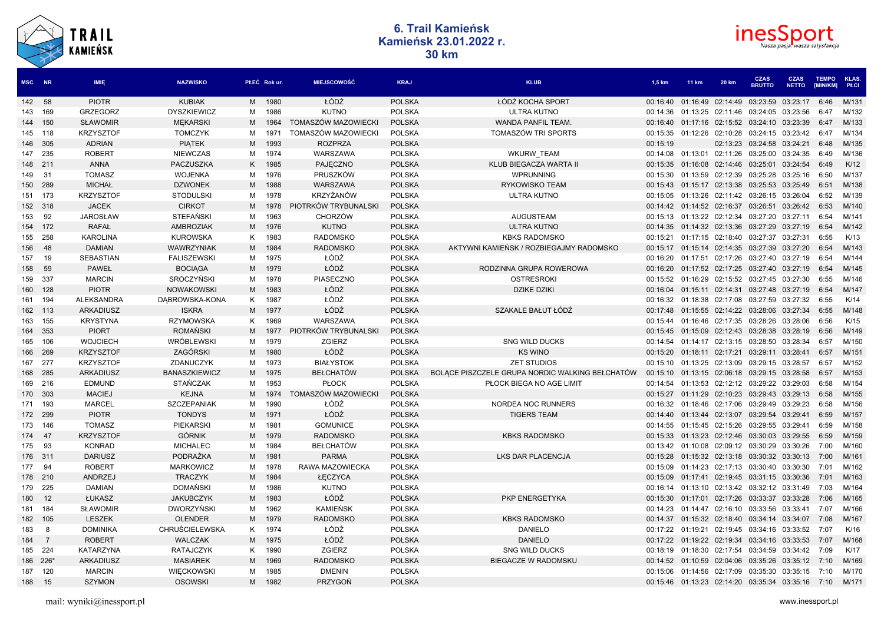# 6. Trail Kamieńsk
## Kamieńsk 23.01.2022 r.
## 30 km

| MSC | NR | IMIĘ | NAZWISKO | PŁEĆ | Rok ur. | MIEJSCOWOŚĆ | KRAJ | KLUB | 1,5 km | 11 km | 20 km | CZAS BRUTTO | CZAS NETTO | TEMPO [MIN/KM] | KLAS. PŁCI |
|---|---|---|---|---|---|---|---|---|---|---|---|---|---|---|---|
| 142 | 58 | PIOTR | KUBIAK | M | 1980 | ŁÓDŹ | POLSKA | ŁÓDŹ KOCHA SPORT | 00:16:40 | 01:16:49 | 02:14:49 | 03:23:59 | 03:23:17 | 6:46 | M/131 |
| 143 | 169 | GRZEGORZ | DYSZKIEWICZ | M | 1986 | KUTNO | POLSKA | ULTRA KUTNO | 00:14:36 | 01:13:25 | 02:11:46 | 03:24:05 | 03:23:56 | 6:47 | M/132 |
| 144 | 150 | SŁAWOMIR | MĘKARSKI | M | 1964 | TOMASZÓW MAZOWIECKI | POLSKA | WANDA PANFIL TEAM. | 00:16:40 | 01:17:16 | 02:15:52 | 03:24:10 | 03:23:39 | 6:47 | M/133 |
| 145 | 118 | KRZYSZTOF | TOMCZYK | M | 1971 | TOMASZÓW MAZOWIECKI | POLSKA | TOMASZÓW TRI SPORTS | 00:15:35 | 01:12:26 | 02:10:28 | 03:24:15 | 03:23:42 | 6:47 | M/134 |
| 146 | 305 | ADRIAN | PIĄTEK | M | 1993 | ROZPRZA | POLSKA | | 00:15:19 | | 02:13:23 | 03:24:58 | 03:24:21 | 6:48 | M/135 |
| 147 | 235 | ROBERT | NIEWCZAS | M | 1974 | WARSZAWA | POLSKA | WKURW_TEAM | 00:14:08 | 01:13:01 | 02:11:26 | 03:25:00 | 03:24:35 | 6:49 | M/136 |
| 148 | 211 | ANNA | PACZUSZKA | K | 1985 | PAJĘCZNO | POLSKA | KLUB BIEGACZA WARTA II | 00:15:35 | 01:16:08 | 02:14:46 | 03:25:01 | 03:24:54 | 6:49 | K/12 |
| 149 | 31 | TOMASZ | WOJENKA | M | 1976 | PRUSZKÓW | POLSKA | WPRUNNING | 00:15:30 | 01:13:59 | 02:12:39 | 03:25:28 | 03:25:16 | 6:50 | M/137 |
| 150 | 289 | MICHAŁ | DZWONEK | M | 1988 | WARSZAWA | POLSKA | RYKOWISKO TEAM | 00:15:43 | 01:15:17 | 02:13:38 | 03:25:53 | 03:25:49 | 6:51 | M/138 |
| 151 | 173 | KRZYSZTOF | STODULSKI | M | 1978 | KRZYŻANÓW | POLSKA | ULTRA KUTNO | 00:15:05 | 01:13:26 | 02:11:42 | 03:26:15 | 03:26:04 | 6:52 | M/139 |
| 152 | 318 | JACEK | CIRKOT | M | 1978 | PIOTRKÓW TRYBUNALSKI | POLSKA | | 00:14:42 | 01:14:52 | 02:16:37 | 03:26:51 | 03:26:42 | 6:53 | M/140 |
| 153 | 92 | JAROSŁAW | STEFAŃSKI | M | 1963 | CHORZÓW | POLSKA | AUGUSTEAM | 00:15:13 | 01:13:22 | 02:12:34 | 03:27:20 | 03:27:11 | 6:54 | M/141 |
| 154 | 172 | RAFAŁ | AMBROZIAK | M | 1976 | KUTNO | POLSKA | ULTRA KUTNO | 00:14:35 | 01:14:32 | 02:13:36 | 03:27:29 | 03:27:19 | 6:54 | M/142 |
| 155 | 258 | KAROLINA | KUROWSKA | K | 1983 | RADOMSKO | POLSKA | KBKS RADOMSKO | 00:15:21 | 01:17:15 | 02:18:40 | 03:27:37 | 03:27:31 | 6:55 | K/13 |
| 156 | 48 | DAMIAN | WAWRZYNIAK | M | 1984 | RADOMSKO | POLSKA | AKTYWNI KAMIEŃSK / ROZBIEGAJMY RADOMSKO | 00:15:17 | 01:15:14 | 02:14:35 | 03:27:39 | 03:27:20 | 6:54 | M/143 |
| 157 | 19 | SEBASTIAN | FALISZEWSKI | M | 1975 | ŁÓDŹ | POLSKA | | 00:16:20 | 01:17:51 | 02:17:26 | 03:27:40 | 03:27:19 | 6:54 | M/144 |
| 158 | 59 | PAWEŁ | BOCIĄGA | M | 1979 | ŁÓDŹ | POLSKA | RODZINNA GRUPA ROWEROWA | 00:16:20 | 01:17:52 | 02:17:25 | 03:27:40 | 03:27:19 | 6:54 | M/145 |
| 159 | 337 | MARCIN | SROCZYŃSKI | M | 1978 | PIASECZNO | POLSKA | OSTRESROKI | 00:15:52 | 01:16:29 | 02:15:52 | 03:27:45 | 03:27:30 | 6:55 | M/146 |
| 160 | 128 | PIOTR | NOWAKOWSKI | M | 1983 | ŁÓDŹ | POLSKA | DZIKE DZIKI | 00:16:04 | 01:15:11 | 02:14:31 | 03:27:48 | 03:27:19 | 6:54 | M/147 |
| 161 | 194 | ALEKSANDRA | DĄBROWSKA-KONA | K | 1987 | ŁÓDŹ | POLSKA | | 00:16:32 | 01:18:38 | 02:17:08 | 03:27:59 | 03:27:32 | 6:55 | K/14 |
| 162 | 113 | ARKADIUSZ | ISKRA | M | 1977 | ŁÓDŹ | POLSKA | SZAKALE BAŁUT ŁÓDŹ | 00:17:48 | 01:15:55 | 02:14:22 | 03:28:06 | 03:27:34 | 6:55 | M/148 |
| 163 | 155 | KRYSTYNA | RZYMOWSKA | K | 1969 | WARSZAWA | POLSKA | | 00:15:44 | 01:16:46 | 02:17:35 | 03:28:26 | 03:28:06 | 6:56 | K/15 |
| 164 | 353 | PIORT | ROMAŃSKI | M | 1977 | PIOTRKÓW TRYBUNALSKI | POLSKA | | 00:15:45 | 01:15:09 | 02:12:43 | 03:28:38 | 03:28:19 | 6:56 | M/149 |
| 165 | 106 | WOJCIECH | WRÓBLEWSKI | M | 1979 | ZGIERZ | POLSKA | SNG WILD DUCKS | 00:14:54 | 01:14:17 | 02:13:15 | 03:28:50 | 03:28:34 | 6:57 | M/150 |
| 166 | 269 | KRZYSZTOF | ZAGÓRSKI | M | 1980 | ŁÓDŹ | POLSKA | KS WINO | 00:15:20 | 01:18:11 | 02:17:21 | 03:29:11 | 03:28:41 | 6:57 | M/151 |
| 167 | 277 | KRZYSZTOF | ZDANUCZYK | M | 1973 | BIAŁYSTOK | POLSKA | ZET STUDIOS | 00:15:10 | 01:13:25 | 02:13:09 | 03:29:15 | 03:28:57 | 6:57 | M/152 |
| 168 | 285 | ARKADIUSZ | BANASZKIEWICZ | M | 1975 | BEŁCHATÓW | POLSKA | BOLĄCE PISZCZELE GRUPA NORDIC WALKING BEŁCHATÓW | 00:15:10 | 01:13:15 | 02:06:18 | 03:29:15 | 03:28:58 | 6:57 | M/153 |
| 169 | 216 | EDMUND | STAŃCZAK | M | 1953 | PŁOCK | POLSKA | PŁOCK BIEGA NO AGE LIMIT | 00:14:54 | 01:13:53 | 02:12:12 | 03:29:22 | 03:29:03 | 6:58 | M/154 |
| 170 | 303 | MACIEJ | KEJNA | M | 1974 | TOMASZÓW MAZOWIECKI | POLSKA | | 00:15:27 | 01:11:29 | 02:10:23 | 03:29:43 | 03:29:13 | 6:58 | M/155 |
| 171 | 193 | MARCEL | SZCZEPANIAK | M | 1990 | ŁÓDŹ | POLSKA | NORDEA NOC RUNNERS | 00:16:32 | 01:18:46 | 02:17:06 | 03:29:49 | 03:29:23 | 6:58 | M/156 |
| 172 | 299 | PIOTR | TONDYS | M | 1971 | ŁÓDŹ | POLSKA | TIGERS TEAM | 00:14:40 | 01:13:44 | 02:13:07 | 03:29:54 | 03:29:41 | 6:59 | M/157 |
| 173 | 146 | TOMASZ | PIEKARSKI | M | 1981 | GOMUNICE | POLSKA | | 00:14:55 | 01:15:45 | 02:15:26 | 03:29:55 | 03:29:41 | 6:59 | M/158 |
| 174 | 47 | KRZYSZTOF | GÓRNIK | M | 1979 | RADOMSKO | POLSKA | KBKS RADOMSKO | 00:15:33 | 01:13:23 | 02:12:46 | 03:30:03 | 03:29:55 | 6:59 | M/159 |
| 175 | 93 | KONRAD | MICHALEC | M | 1984 | BEŁCHATÓW | POLSKA | | 00:13:42 | 01:10:08 | 02:09:12 | 03:30:29 | 03:30:26 | 7:00 | M/160 |
| 176 | 311 | DARIUSZ | PODRAŻKA | M | 1981 | PARMA | POLSKA | LKS DAR PLACENCJA | 00:15:28 | 01:15:32 | 02:13:18 | 03:30:32 | 03:30:13 | 7:00 | M/161 |
| 177 | 94 | ROBERT | MARKOWICZ | M | 1978 | RAWA MAZOWIECKA | POLSKA | | 00:15:09 | 01:14:23 | 02:17:13 | 03:30:40 | 03:30:30 | 7:01 | M/162 |
| 178 | 210 | ANDRZEJ | TRACZYK | M | 1984 | ŁĘCZYCA | POLSKA | | 00:15:09 | 01:17:41 | 02:19:45 | 03:31:15 | 03:30:36 | 7:01 | M/163 |
| 179 | 225 | DAMIAN | DOMAŃSKI | M | 1986 | KUTNO | POLSKA | | 00:16:14 | 01:13:10 | 02:13:42 | 03:32:12 | 03:31:49 | 7:03 | M/164 |
| 180 | 12 | ŁUKASZ | JAKUBCZYK | M | 1983 | ŁÓDŹ | POLSKA | PKP ENERGETYKA | 00:15:30 | 01:17:01 | 02:17:26 | 03:33:37 | 03:33:28 | 7:06 | M/165 |
| 181 | 184 | SŁAWOMIR | DWORZYŃSKI | M | 1962 | KAMIEŃSK | POLSKA | | 00:14:23 | 01:14:47 | 02:16:10 | 03:33:56 | 03:33:41 | 7:07 | M/166 |
| 182 | 105 | LESZEK | OLENDER | M | 1979 | RADOMSKO | POLSKA | KBKS RADOMSKO | 00:14:37 | 01:15:32 | 02:18:40 | 03:34:14 | 03:34:07 | 7:08 | M/167 |
| 183 | 8 | DOMINIKA | CHRUŚCIELEWSKA | K | 1974 | ŁÓDŹ | POLSKA | DANIELO | 00:17:22 | 01:19:21 | 02:19:45 | 03:34:16 | 03:33:52 | 7:07 | K/16 |
| 184 | 7 | ROBERT | WALCZAK | M | 1975 | ŁÓDŹ | POLSKA | DANIELO | 00:17:22 | 01:19:22 | 02:19:34 | 03:34:16 | 03:33:53 | 7:07 | M/168 |
| 185 | 224 | KATARZYNA | RATAJCZYK | K | 1990 | ZGIERZ | POLSKA | SNG WILD DUCKS | 00:18:19 | 01:18:30 | 02:17:54 | 03:34:59 | 03:34:42 | 7:09 | K/17 |
| 186 | 226* | ARKADIUSZ | MASIAREK | M | 1969 | RADOMSKO | POLSKA | BIEGACZE W RADOMSKU | 00:14:52 | 01:10:59 | 02:04:06 | 03:35:26 | 03:35:12 | 7:10 | M/169 |
| 187 | 120 | MARCIN | WIĘCKOWSKI | M | 1985 | DMENIN | POLSKA | | 00:15:06 | 01:14:56 | 02:17:09 | 03:35:30 | 03:35:15 | 7:10 | M/170 |
| 188 | 15 | SZYMON | OSOWSKI | M | 1982 | PRZYGOŃ | POLSKA | | 00:15:46 | 01:13:23 | 02:14:20 | 03:35:34 | 03:35:16 | 7:10 | M/171 |

mail: wyniki@inessport.pl

www.inessport.pl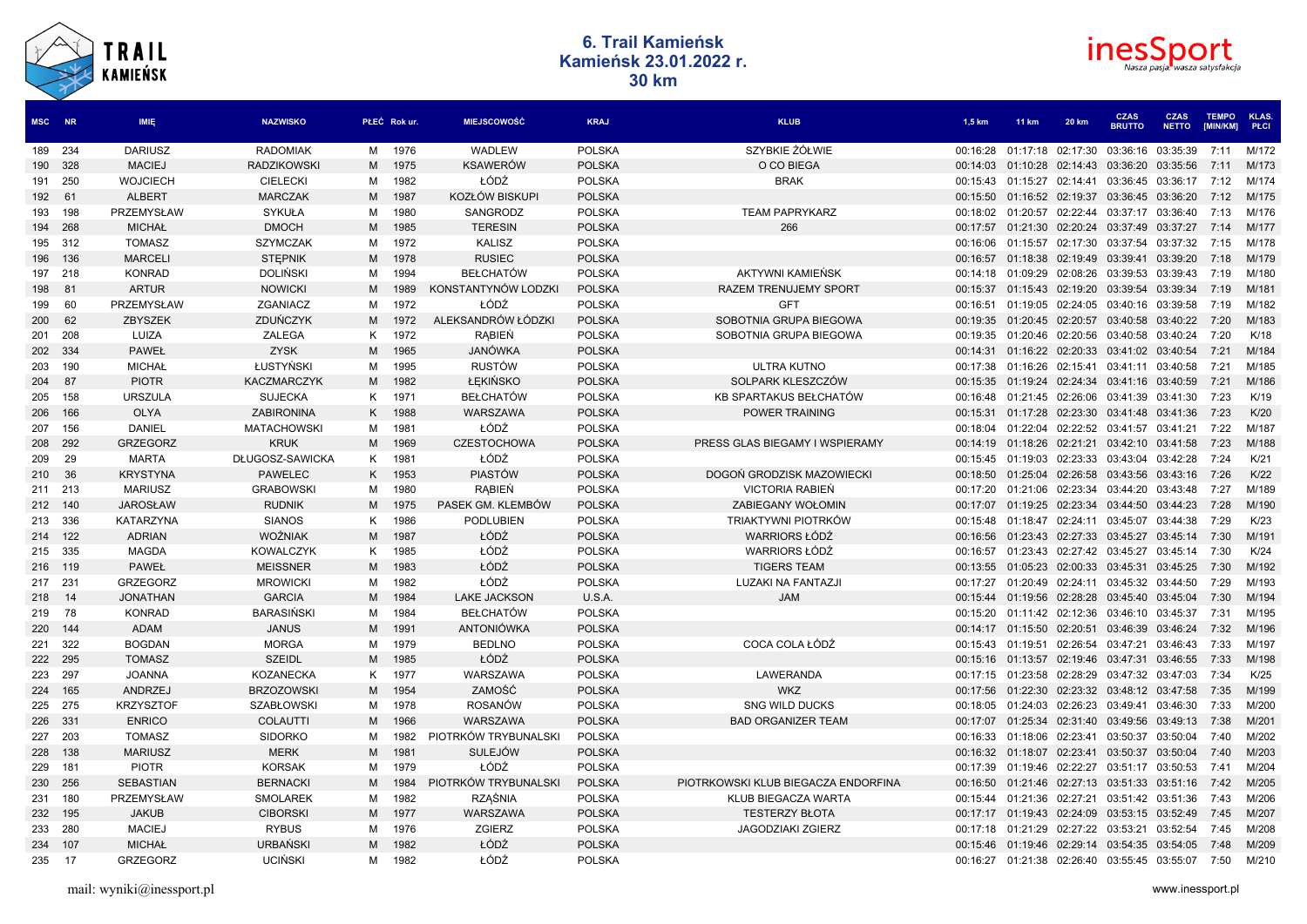# 6. Trail Kamieńsk

## Kamieńsk 23.01.2022 r.

## 30 km

| MSC | NR | IMIĘ | NAZWISKO | PŁEĆ | Rok ur. | MIEJSCOWOŚĆ | KRAJ | KLUB | 1,5 km | 11 km | 20 km | CZAS BRUTTO | CZAS NETTO | TEMPO [MIN/KM] | KLAS. PŁCI |
|---|---|---|---|---|---|---|---|---|---|---|---|---|---|---|---|
| 189 | 234 | DARIUSZ | RADOMIAK | M | 1976 | WADLEW | POLSKA | SZYBKIE ŻÓŁWIE | 00:16:28 | 01:17:18 | 02:17:30 | 03:36:16 | 03:35:39 | 7:11 | M/172 |
| 190 | 328 | MACIEJ | RADZIKOWSKI | M | 1975 | KSAWERÓW | POLSKA | O CO BIEGA | 00:14:03 | 01:10:28 | 02:14:43 | 03:36:20 | 03:35:56 | 7:11 | M/173 |
| 191 | 250 | WOJCIECH | CIELECKI | M | 1982 | ŁÓDŹ | POLSKA | BRAK | 00:15:43 | 01:15:27 | 02:14:41 | 03:36:45 | 03:36:17 | 7:12 | M/174 |
| 192 | 61 | ALBERT | MARCZAK | M | 1987 | KOZŁÓW BISKUPI | POLSKA | | 00:15:50 | 01:16:52 | 02:19:37 | 03:36:45 | 03:36:20 | 7:12 | M/175 |
| 193 | 198 | PRZEMYSŁAW | SYKUŁA | M | 1980 | SANGRODZ | POLSKA | TEAM PAPRYKARZ | 00:18:02 | 01:20:57 | 02:22:44 | 03:37:17 | 03:36:40 | 7:13 | M/176 |
| 194 | 268 | MICHAŁ | DMOCH | M | 1985 | TERESIN | POLSKA | 266 | 00:17:57 | 01:21:30 | 02:20:24 | 03:37:49 | 03:37:27 | 7:14 | M/177 |
| 195 | 312 | TOMASZ | SZYMCZAK | M | 1972 | KALISZ | POLSKA | | 00:16:06 | 01:15:57 | 02:17:30 | 03:37:54 | 03:37:32 | 7:15 | M/178 |
| 196 | 136 | MARCELI | STĘPNIK | M | 1978 | RUSIEC | POLSKA | | 00:16:57 | 01:18:38 | 02:19:49 | 03:39:41 | 03:39:20 | 7:18 | M/179 |
| 197 | 218 | KONRAD | DOLIŃSKI | M | 1994 | BEŁCHATÓW | POLSKA | AKTYWNI KAMIEŃSK | 00:14:18 | 01:09:29 | 02:08:26 | 03:39:53 | 03:39:43 | 7:19 | M/180 |
| 198 | 81 | ARTUR | NOWICKI | M | 1989 | KONSTANTYNÓW LODZKI | POLSKA | RAZEM TRENUJEMY SPORT | 00:15:37 | 01:15:43 | 02:19:20 | 03:39:54 | 03:39:34 | 7:19 | M/181 |
| 199 | 60 | PRZEMYSŁAW | ZGANIACZ | M | 1972 | ŁÓDŹ | POLSKA | GFT | 00:16:51 | 01:19:05 | 02:24:05 | 03:40:16 | 03:39:58 | 7:19 | M/182 |
| 200 | 62 | ZBYSZEK | ZDUŃCZYK | M | 1972 | ALEKSANDRÓW ŁÓDZKI | POLSKA | SOBOTNIA GRUPA BIEGOWA | 00:19:35 | 01:20:45 | 02:20:57 | 03:40:58 | 03:40:22 | 7:20 | M/183 |
| 201 | 208 | LUIZA | ZALEGA | K | 1972 | RĄBIEŃ | POLSKA | SOBOTNIA GRUPA BIEGOWA | 00:19:35 | 01:20:46 | 02:20:56 | 03:40:58 | 03:40:24 | 7:20 | K/18 |
| 202 | 334 | PAWEŁ | ZYSK | M | 1965 | JANÓWKA | POLSKA | | 00:14:31 | 01:16:22 | 02:20:33 | 03:41:02 | 03:40:54 | 7:21 | M/184 |
| 203 | 190 | MICHAŁ | ŁUSTYŃSKI | M | 1995 | RUSTÓW | POLSKA | ULTRA KUTNO | 00:17:38 | 01:16:26 | 02:15:41 | 03:41:11 | 03:40:58 | 7:21 | M/185 |
| 204 | 87 | PIOTR | KACZMARCZYK | M | 1982 | ŁĘKIŃSKO | POLSKA | SOLPARK KLESZCZÓW | 00:15:35 | 01:19:24 | 02:24:34 | 03:41:16 | 03:40:59 | 7:21 | M/186 |
| 205 | 158 | URSZULA | SUJECKA | K | 1971 | BEŁCHATÓW | POLSKA | KB SPARTAKUS BEŁCHATÓW | 00:16:48 | 01:21:45 | 02:26:06 | 03:41:39 | 03:41:30 | 7:23 | K/19 |
| 206 | 166 | OLYA | ZABIRONINA | K | 1988 | WARSZAWA | POLSKA | POWER TRAINING | 00:15:31 | 01:17:28 | 02:23:30 | 03:41:48 | 03:41:36 | 7:23 | K/20 |
| 207 | 156 | DANIEL | MATACHOWSKI | M | 1981 | ŁÓDŹ | POLSKA | | 00:18:04 | 01:22:04 | 02:22:52 | 03:41:57 | 03:41:21 | 7:22 | M/187 |
| 208 | 292 | GRZEGORZ | KRUK | M | 1969 | CZESTOCHOWA | POLSKA | PRESS GLAS BIEGAMY I WSPIERAMY | 00:14:19 | 01:18:26 | 02:21:21 | 03:42:10 | 03:41:58 | 7:23 | M/188 |
| 209 | 29 | MARTA | DŁUGOSZ-SAWICKA | K | 1981 | ŁÓDŹ | POLSKA | | 00:15:45 | 01:19:03 | 02:23:33 | 03:43:04 | 03:42:28 | 7:24 | K/21 |
| 210 | 36 | KRYSTYNA | PAWELEC | K | 1953 | PIASTÓW | POLSKA | DOGOŃ GRODZISK MAZOWIECKI | 00:18:50 | 01:25:04 | 02:26:58 | 03:43:56 | 03:43:16 | 7:26 | K/22 |
| 211 | 213 | MARIUSZ | GRABOWSKI | M | 1980 | RĄBIEŃ | POLSKA | VICTORIA RABIEŃ | 00:17:20 | 01:21:06 | 02:23:34 | 03:44:20 | 03:43:48 | 7:27 | M/189 |
| 212 | 140 | JAROSŁAW | RUDNIK | M | 1975 | PASEK GM. KLEMBÓW | POLSKA | ZABIEGANY WOŁOMIN | 00:17:07 | 01:19:25 | 02:23:34 | 03:44:50 | 03:44:23 | 7:28 | M/190 |
| 213 | 336 | KATARZYNA | SIANOS | K | 1986 | PODLUBIEN | POLSKA | TRIAKTYWNI PIOTRKÓW | 00:15:48 | 01:18:47 | 02:24:11 | 03:45:07 | 03:44:38 | 7:29 | K/23 |
| 214 | 122 | ADRIAN | WOŹNIAK | M | 1987 | ŁÓDŹ | POLSKA | WARRIORS ŁÓDŹ | 00:16:56 | 01:23:43 | 02:27:33 | 03:45:27 | 03:45:14 | 7:30 | M/191 |
| 215 | 335 | MAGDA | KOWALCZYK | K | 1985 | ŁÓDŹ | POLSKA | WARRIORS ŁÓDŹ | 00:16:57 | 01:23:43 | 02:27:42 | 03:45:27 | 03:45:14 | 7:30 | K/24 |
| 216 | 119 | PAWEŁ | MEISSNER | M | 1983 | ŁÓDŹ | POLSKA | TIGERS TEAM | 00:13:55 | 01:05:23 | 02:00:33 | 03:45:31 | 03:45:25 | 7:30 | M/192 |
| 217 | 231 | GRZEGORZ | MROWICKI | M | 1982 | ŁÓDŹ | POLSKA | LUZAKI NA FANTAZJI | 00:17:27 | 01:20:49 | 02:24:11 | 03:45:32 | 03:44:50 | 7:29 | M/193 |
| 218 | 14 | JONATHAN | GARCIA | M | 1984 | LAKE JACKSON | U.S.A. | JAM | 00:15:44 | 01:19:56 | 02:28:28 | 03:45:40 | 03:45:04 | 7:30 | M/194 |
| 219 | 78 | KONRAD | BARASIŃSKI | M | 1984 | BEŁCHATÓW | POLSKA | | 00:15:20 | 01:11:42 | 02:12:36 | 03:46:10 | 03:45:37 | 7:31 | M/195 |
| 220 | 144 | ADAM | JANUS | M | 1991 | ANTONIÓWKA | POLSKA | | 00:14:17 | 01:15:50 | 02:20:51 | 03:46:39 | 03:46:24 | 7:32 | M/196 |
| 221 | 322 | BOGDAN | MORGA | M | 1979 | BEDLNO | POLSKA | COCA COLA ŁÓDŹ | 00:15:43 | 01:19:51 | 02:26:54 | 03:47:21 | 03:46:43 | 7:33 | M/197 |
| 222 | 295 | TOMASZ | SZEIDL | M | 1985 | ŁÓDŹ | POLSKA | | 00:15:16 | 01:13:57 | 02:19:46 | 03:47:31 | 03:46:55 | 7:33 | M/198 |
| 223 | 297 | JOANNA | KOZANECKA | K | 1977 | WARSZAWA | POLSKA | LAWERANDA | 00:17:15 | 01:23:58 | 02:28:29 | 03:47:32 | 03:47:03 | 7:34 | K/25 |
| 224 | 165 | ANDRZEJ | BRZOZOWSKI | M | 1954 | ZAMOŚĆ | POLSKA | WKZ | 00:17:56 | 01:22:30 | 02:23:32 | 03:48:12 | 03:47:58 | 7:35 | M/199 |
| 225 | 275 | KRZYSZTOF | SZABŁOWSKI | M | 1978 | ROSANÓW | POLSKA | SNG WILD DUCKS | 00:18:05 | 01:24:03 | 02:26:23 | 03:49:41 | 03:46:30 | 7:33 | M/200 |
| 226 | 331 | ENRICO | COLAUTTI | M | 1966 | WARSZAWA | POLSKA | BAD ORGANIZER TEAM | 00:17:07 | 01:25:34 | 02:31:40 | 03:49:56 | 03:49:13 | 7:38 | M/201 |
| 227 | 203 | TOMASZ | SIDORKO | M | 1982 | PIOTRKÓW TRYBUNALSKI | POLSKA | | 00:16:33 | 01:18:06 | 02:23:41 | 03:50:37 | 03:50:04 | 7:40 | M/202 |
| 228 | 138 | MARIUSZ | MERK | M | 1981 | SULEJÓW | POLSKA | | 00:16:32 | 01:18:07 | 02:23:41 | 03:50:37 | 03:50:04 | 7:40 | M/203 |
| 229 | 181 | PIOTR | KORSAK | M | 1979 | ŁÓDŹ | POLSKA | | 00:17:39 | 01:19:46 | 02:22:27 | 03:51:17 | 03:50:53 | 7:41 | M/204 |
| 230 | 256 | SEBASTIAN | BERNACKI | M | 1984 | PIOTRKÓW TRYBUNALSKI | POLSKA | PIOTRKOWSKI KLUB BIEGACZA ENDORFINA | 00:16:50 | 01:21:46 | 02:27:13 | 03:51:33 | 03:51:16 | 7:42 | M/205 |
| 231 | 180 | PRZEMYSŁAW | SMOLAREK | M | 1982 | RZĄŚNIA | POLSKA | KLUB BIEGACZA WARTA | 00:15:44 | 01:21:36 | 02:27:21 | 03:51:42 | 03:51:36 | 7:43 | M/206 |
| 232 | 195 | JAKUB | CIBORSKI | M | 1977 | WARSZAWA | POLSKA | TESTERZY BŁOTA | 00:17:17 | 01:19:43 | 02:24:09 | 03:53:15 | 03:52:49 | 7:45 | M/207 |
| 233 | 280 | MACIEJ | RYBUS | M | 1976 | ZGIERZ | POLSKA | JAGODZIAKI ZGIERZ | 00:17:18 | 01:21:29 | 02:27:22 | 03:53:21 | 03:52:54 | 7:45 | M/208 |
| 234 | 107 | MICHAŁ | URBAŃSKI | M | 1982 | ŁÓDŹ | POLSKA | | 00:15:46 | 01:19:46 | 02:29:14 | 03:54:35 | 03:54:05 | 7:48 | M/209 |
| 235 | 17 | GRZEGORZ | UCIŃSKI | M | 1982 | ŁÓDŹ | POLSKA | | 00:16:27 | 01:21:38 | 02:26:40 | 03:55:45 | 03:55:07 | 7:50 | M/210 |

mail: wyniki@inessport.pl

www.inessport.pl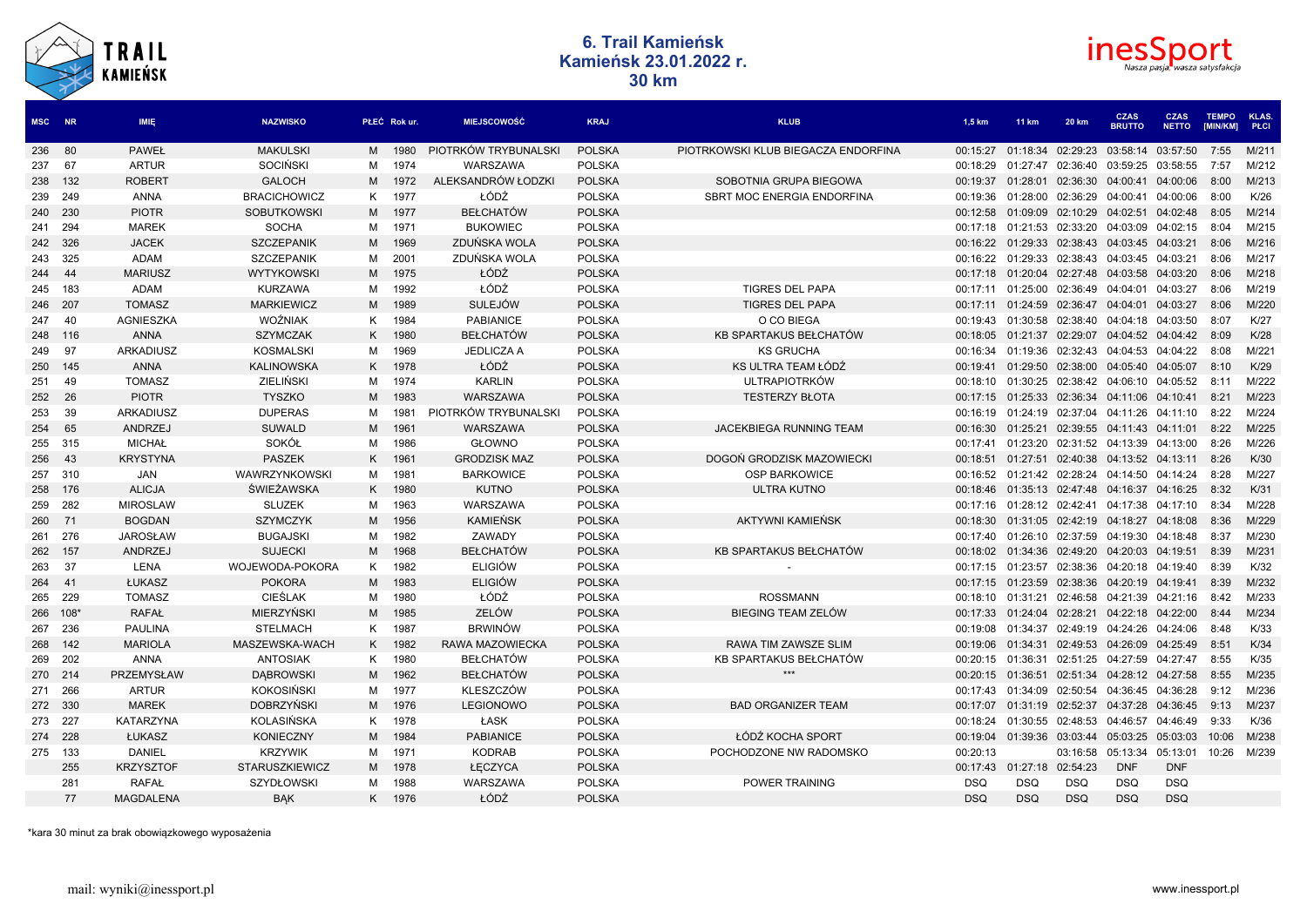# 6. Trail Kamieńsk
## Kamieńsk 23.01.2022 r.
## 30 km

| MSC | NR | IMIĘ | NAZWISKO | PŁEĆ | Rok ur. | MIEJSCOWOŚĆ | KRAJ | KLUB | 1,5 km | 11 km | 20 km | CZAS BRUTTO | CZAS NETTO | TEMPO [MIN/KM] | KLAS. PŁCI |
|---|---|---|---|---|---|---|---|---|---|---|---|---|---|---|---|
| 236 | 80 | PAWEŁ | MAKULSKI | M | 1980 | PIOTRKÓW TRYBUNALSKI | POLSKA | PIOTRKOWSKI KLUB BIEGACZA ENDORFINA | 00:15:27 | 01:18:34 | 02:29:23 | 03:58:14 | 03:57:50 | 7:55 | M/211 |
| 237 | 67 | ARTUR | SOCIŃSKI | M | 1974 | WARSZAWA | POLSKA | | 00:18:29 | 01:27:47 | 02:36:40 | 03:59:25 | 03:58:55 | 7:57 | M/212 |
| 238 | 132 | ROBERT | GALOCH | M | 1972 | ALEKSANDRÓW ŁODZKI | POLSKA | SOBOTNIA GRUPA BIEGOWA | 00:19:37 | 01:28:01 | 02:36:30 | 04:00:41 | 04:00:06 | 8:00 | M/213 |
| 239 | 249 | ANNA | BRACICHOWICZ | K | 1977 | ŁÓDŹ | POLSKA | SBRT MOC ENERGIA ENDORFINA | 00:19:36 | 01:28:00 | 02:36:29 | 04:00:41 | 04:00:06 | 8:00 | K/26 |
| 240 | 230 | PIOTR | SOBUTKOWSKI | M | 1977 | BEŁCHATÓW | POLSKA | | 00:12:58 | 01:09:09 | 02:10:29 | 04:02:51 | 04:02:48 | 8:05 | M/214 |
| 241 | 294 | MAREK | SOCHA | M | 1971 | BUKOWIEC | POLSKA | | 00:17:18 | 01:21:53 | 02:33:20 | 04:03:09 | 04:02:15 | 8:04 | M/215 |
| 242 | 326 | JACEK | SZCZEPANIK | M | 1969 | ZDUŃSKA WOLA | POLSKA | | 00:16:22 | 01:29:33 | 02:38:43 | 04:03:45 | 04:03:21 | 8:06 | M/216 |
| 243 | 325 | ADAM | SZCZEPANIK | M | 2001 | ZDUŃSKA WOLA | POLSKA | | 00:16:22 | 01:29:33 | 02:38:43 | 04:03:45 | 04:03:21 | 8:06 | M/217 |
| 244 | 44 | MARIUSZ | WYTYKOWSKI | M | 1975 | ŁÓDŹ | POLSKA | | 00:17:18 | 01:20:04 | 02:27:48 | 04:03:58 | 04:03:20 | 8:06 | M/218 |
| 245 | 183 | ADAM | KURZAWA | M | 1992 | ŁÓDŹ | POLSKA | TIGRES DEL PAPA | 00:17:11 | 01:25:00 | 02:36:49 | 04:04:01 | 04:03:27 | 8:06 | M/219 |
| 246 | 207 | TOMASZ | MARKIEWICZ | M | 1989 | SULEJÓW | POLSKA | TIGRES DEL PAPA | 00:17:11 | 01:24:59 | 02:36:47 | 04:04:01 | 04:03:27 | 8:06 | M/220 |
| 247 | 40 | AGNIESZKA | WOŹNIAK | K | 1984 | PABIANICE | POLSKA | O CO BIEGA | 00:19:43 | 01:30:58 | 02:38:40 | 04:04:18 | 04:03:50 | 8:07 | K/27 |
| 248 | 116 | ANNA | SZYMCZAK | K | 1980 | BEŁCHATÓW | POLSKA | KB SPARTAKUS BEŁCHATÓW | 00:18:05 | 01:21:37 | 02:29:07 | 04:04:52 | 04:04:42 | 8:09 | K/28 |
| 249 | 97 | ARKADIUSZ | KOSMALSKI | M | 1969 | JEDLICZA A | POLSKA | KS GRUCHA | 00:16:34 | 01:19:36 | 02:32:43 | 04:04:53 | 04:04:22 | 8:08 | M/221 |
| 250 | 145 | ANNA | KALINOWSKA | K | 1978 | ŁÓDŹ | POLSKA | KS ULTRA TEAM ŁÓDŹ | 00:19:41 | 01:29:50 | 02:38:00 | 04:05:40 | 04:05:07 | 8:10 | K/29 |
| 251 | 49 | TOMASZ | ZIELIŃSKI | M | 1974 | KARLIN | POLSKA | ULTRAPIOTRKÓW | 00:18:10 | 01:30:25 | 02:38:42 | 04:06:10 | 04:05:52 | 8:11 | M/222 |
| 252 | 26 | PIOTR | TYSZKO | M | 1983 | WARSZAWA | POLSKA | TESTERZY BŁOTA | 00:17:15 | 01:25:33 | 02:36:34 | 04:11:06 | 04:10:41 | 8:21 | M/223 |
| 253 | 39 | ARKADIUSZ | DUPERAS | M | 1981 | PIOTRKÓW TRYBUNALSKI | POLSKA | | 00:16:19 | 01:24:19 | 02:37:04 | 04:11:26 | 04:11:10 | 8:22 | M/224 |
| 254 | 65 | ANDRZEJ | SUWALD | M | 1961 | WARSZAWA | POLSKA | JACEKBIEGA RUNNING TEAM | 00:16:30 | 01:25:21 | 02:39:55 | 04:11:43 | 04:11:01 | 8:22 | M/225 |
| 255 | 315 | MICHAŁ | SOKÓŁ | M | 1986 | GŁOWNO | POLSKA | | 00:17:41 | 01:23:20 | 02:31:52 | 04:13:39 | 04:13:00 | 8:26 | M/226 |
| 256 | 43 | KRYSTYNA | PASZEK | K | 1961 | GRODZISK MAZ | POLSKA | DOGOŃ GRODZISK MAZOWIECKI | 00:18:51 | 01:27:51 | 02:40:38 | 04:13:52 | 04:13:11 | 8:26 | K/30 |
| 257 | 310 | JAN | WAWRZYNKOWSKI | M | 1981 | BARKOWICE | POLSKA | OSP BARKOWICE | 00:16:52 | 01:21:42 | 02:28:24 | 04:14:50 | 04:14:24 | 8:28 | M/227 |
| 258 | 176 | ALICJA | ŚWIEŻAWSKA | K | 1980 | KUTNO | POLSKA | ULTRA KUTNO | 00:18:46 | 01:35:13 | 02:47:48 | 04:16:37 | 04:16:25 | 8:32 | K/31 |
| 259 | 282 | MIROSLAW | SLUZEK | M | 1963 | WARSZAWA | POLSKA | | 00:17:16 | 01:28:12 | 02:42:41 | 04:17:38 | 04:17:10 | 8:34 | M/228 |
| 260 | 71 | BOGDAN | SZYMCZYK | M | 1956 | KAMIEŃSK | POLSKA | AKTYWNI KAMIEŃSK | 00:18:30 | 01:31:05 | 02:42:19 | 04:18:27 | 04:18:08 | 8:36 | M/229 |
| 261 | 276 | JAROSŁAW | BUGAJSKI | M | 1982 | ZAWADY | POLSKA | | 00:17:40 | 01:26:10 | 02:37:59 | 04:19:30 | 04:18:48 | 8:37 | M/230 |
| 262 | 157 | ANDRZEJ | SUJECKI | M | 1968 | BEŁCHATÓW | POLSKA | KB SPARTAKUS BEŁCHATÓW | 00:18:02 | 01:34:36 | 02:49:20 | 04:20:03 | 04:19:51 | 8:39 | M/231 |
| 263 | 37 | LENA | WOJEWODA-POKORA | K | 1982 | ELIGIÓW | POLSKA | - | 00:17:15 | 01:23:57 | 02:38:36 | 04:20:18 | 04:19:40 | 8:39 | K/32 |
| 264 | 41 | ŁUKASZ | POKORA | M | 1983 | ELIGIÓW | POLSKA | | 00:17:15 | 01:23:59 | 02:38:36 | 04:20:19 | 04:19:41 | 8:39 | M/232 |
| 265 | 229 | TOMASZ | CIEŚLAK | M | 1980 | ŁÓDŹ | POLSKA | ROSSMANN | 00:18:10 | 01:31:21 | 02:46:58 | 04:21:39 | 04:21:16 | 8:42 | M/233 |
| 266 | 108* | RAFAŁ | MIERZYŃSKI | M | 1985 | ZELÓW | POLSKA | BIEGING TEAM ZELÓW | 00:17:33 | 01:24:04 | 02:28:21 | 04:22:18 | 04:22:00 | 8:44 | M/234 |
| 267 | 236 | PAULINA | STELMACH | K | 1987 | BRWINÓW | POLSKA | | 00:19:08 | 01:34:37 | 02:49:19 | 04:24:26 | 04:24:06 | 8:48 | K/33 |
| 268 | 142 | MARIOLA | MASZEWSKA-WACH | K | 1982 | RAWA MAZOWIECKA | POLSKA | RAWA TIM ZAWSZE SLIM | 00:19:06 | 01:34:31 | 02:49:53 | 04:26:09 | 04:25:49 | 8:51 | K/34 |
| 269 | 202 | ANNA | ANTOSIAK | K | 1980 | BEŁCHATÓW | POLSKA | KB SPARTAKUS BEŁCHATÓW | 00:20:15 | 01:36:31 | 02:51:25 | 04:27:59 | 04:27:47 | 8:55 | K/35 |
| 270 | 214 | PRZEMYSŁAW | DĄBROWSKI | M | 1962 | BEŁCHATÓW | POLSKA | *** | 00:20:15 | 01:36:51 | 02:51:34 | 04:28:12 | 04:27:58 | 8:55 | M/235 |
| 271 | 266 | ARTUR | KOKOSIŃSKI | M | 1977 | KLESZCZÓW | POLSKA | | 00:17:43 | 01:34:09 | 02:50:54 | 04:36:45 | 04:36:28 | 9:12 | M/236 |
| 272 | 330 | MAREK | DOBRZYŃSKI | M | 1976 | LEGIONOWO | POLSKA | BAD ORGANIZER TEAM | 00:17:07 | 01:31:19 | 02:52:37 | 04:37:28 | 04:36:45 | 9:13 | M/237 |
| 273 | 227 | KATARZYNA | KOLASIŃSKA | K | 1978 | ŁASK | POLSKA | | 00:18:24 | 01:30:55 | 02:48:53 | 04:46:57 | 04:46:49 | 9:33 | K/36 |
| 274 | 228 | ŁUKASZ | KONIECZNY | M | 1984 | PABIANICE | POLSKA | ŁÓDŹ KOCHA SPORT | 00:19:04 | 01:39:36 | 03:03:44 | 05:03:25 | 05:03:03 | 10:06 | M/238 |
| 275 | 133 | DANIEL | KRZYWIK | M | 1971 | KODRAB | POLSKA | POCHODZONE NW RADOMSKO | 00:20:13 | | 03:16:58 | 05:13:34 | 05:13:01 | 10:26 | M/239 |
| | 255 | KRZYSZTOF | STARUSZKIEWICZ | M | 1978 | ŁĘCZYCA | POLSKA | | 00:17:43 | 01:27:18 | 02:54:23 | DNF | DNF | | |
| | 281 | RAFAŁ | SZYDŁOWSKI | M | 1988 | WARSZAWA | POLSKA | POWER TRAINING | DSQ | DSQ | DSQ | DSQ | DSQ | | |
| | 77 | MAGDALENA | BĄK | K | 1976 | ŁÓDŹ | POLSKA | | DSQ | DSQ | DSQ | DSQ | DSQ | | |

*kara 30 minut za brak obowiązkowego wyposażenia

mail: wyniki@inessport.pl

www.inessport.pl